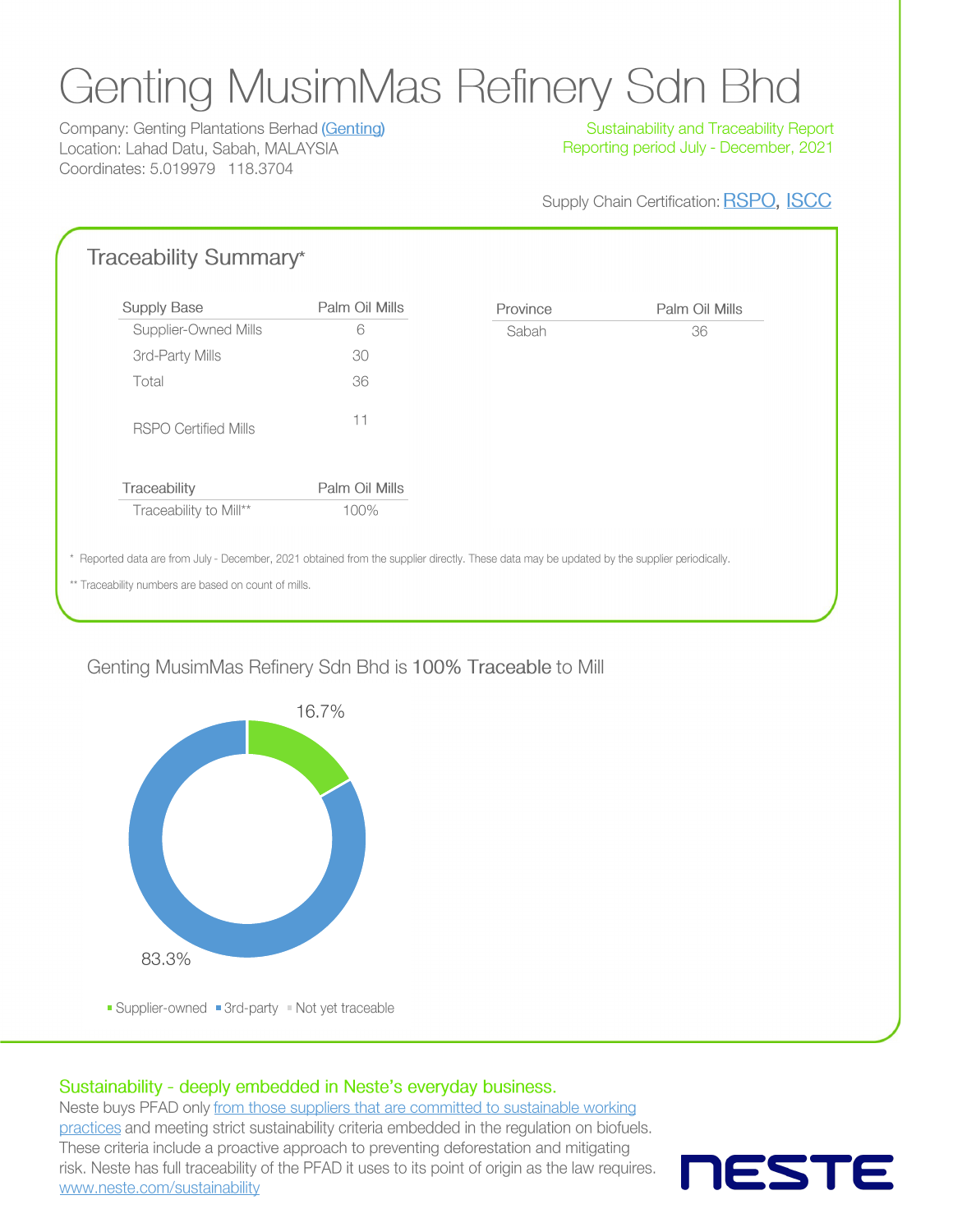# Genting MusimMas Refinery Sdn Bhd

Company: Genting Plantations Berhad (Genting)
Location: Lahad Datu, Sabah, MALAYSIA
Coordinates: 5.019979 118.3704

Sustainability and Traceability Report
Reporting period July - December, 2021

Supply Chain Certification: RSPO, ISCC

## Traceability Summary*

| Supply Base | Palm Oil Mills |
|---|---|
| Supplier-Owned Mills | 6 |
| 3rd-Party Mills | 30 |
| Total | 36 |
| RSPO Certified Mills | 11 |

| Province | Palm Oil Mills |
|---|---|
| Sabah | 36 |

| Traceability | Palm Oil Mills |
|---|---|
| Traceability to Mill** | 100% |

\* Reported data are from July - December, 2021 obtained from the supplier directly. These data may be updated by the supplier periodically.

** Traceability numbers are based on count of mills.

Genting MusimMas Refinery Sdn Bhd is 100% Traceable to Mill

16.7%

83.3%

Supplier-owned 3rd-party Not yet traceable

## Sustainability - deeply embedded in Neste's everyday business.

Neste buys PFAD only from those suppliers that are committed to sustainable working practices and meeting strict sustainability criteria embedded in the regulation on biofuels. These criteria include a proactive approach to preventing deforestation and mitigating risk. Neste has full traceability of the PFAD it uses to its point of origin as the law requires. www.neste.com/sustainability

NESTE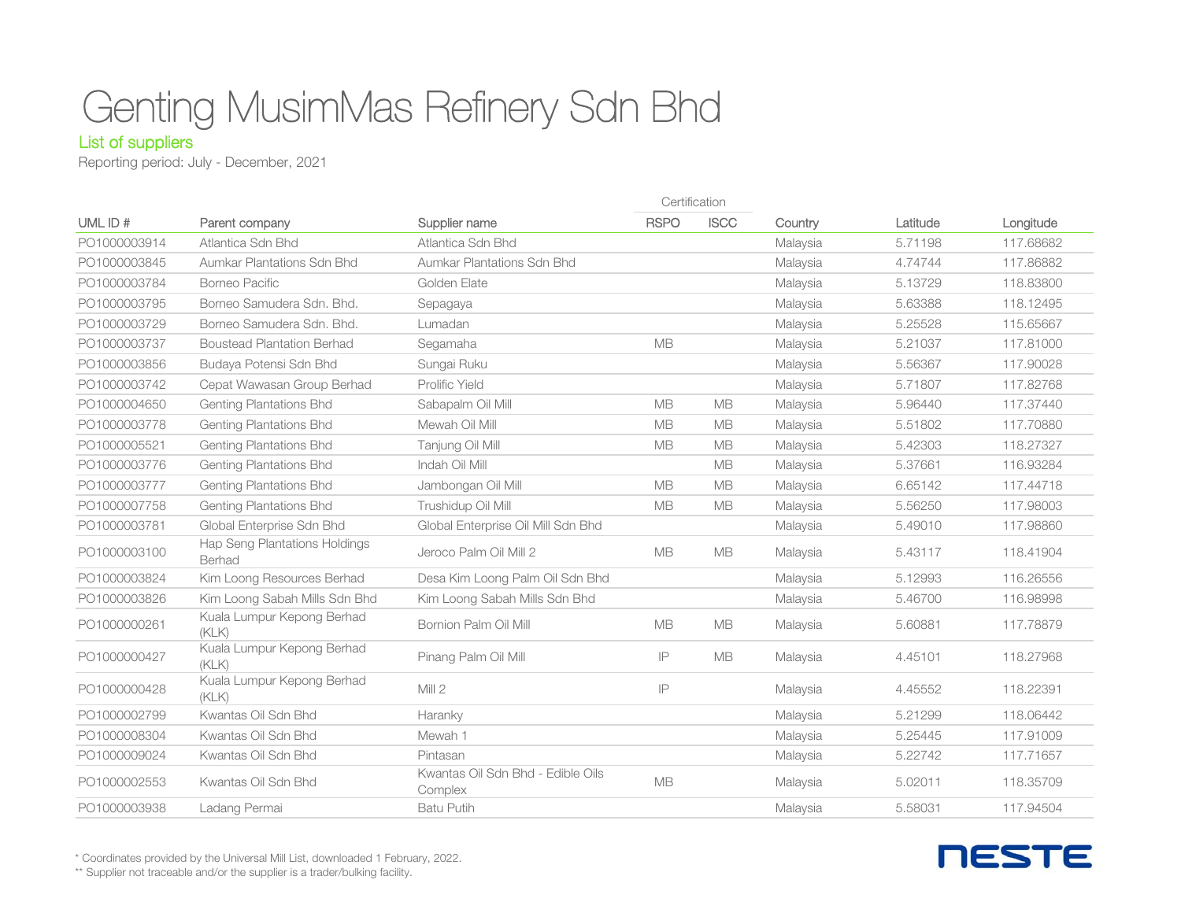# Genting MusimMas Refinery Sdn Bhd

List of suppliers

Reporting period: July - December, 2021

| | | | Certification | | | | |
|---|---|---|---|---|---|---|---|
| UML ID # | Parent company | Supplier name | RSPO | ISCC | Country | Latitude | Longitude |
| PO1000003914 | Atlantica Sdn Bhd | Atlantica Sdn Bhd | | | Malaysia | 5.71198 | 117.68682 |
| PO1000003845 | Aumkar Plantations Sdn Bhd | Aumkar Plantations Sdn Bhd | | | Malaysia | 4.74744 | 117.86882 |
| PO1000003784 | Borneo Pacific | Golden Elate | | | Malaysia | 5.13729 | 118.83800 |
| PO1000003795 | Borneo Samudera Sdn. Bhd. | Sepagaya | | | Malaysia | 5.63388 | 118.12495 |
| PO1000003729 | Borneo Samudera Sdn. Bhd. | Lumadan | | | Malaysia | 5.25528 | 115.65667 |
| PO1000003737 | Boustead Plantation Berhad | Segamaha | MB | | Malaysia | 5.21037 | 117.81000 |
| PO1000003856 | Budaya Potensi Sdn Bhd | Sungai Ruku | | | Malaysia | 5.56367 | 117.90028 |
| PO1000003742 | Cepat Wawasan Group Berhad | Prolific Yield | | | Malaysia | 5.71807 | 117.82768 |
| PO1000004650 | Genting Plantations Bhd | Sabapalm Oil Mill | MB | MB | Malaysia | 5.96440 | 117.37440 |
| PO1000003778 | Genting Plantations Bhd | Mewah Oil Mill | MB | MB | Malaysia | 5.51802 | 117.70880 |
| PO1000005521 | Genting Plantations Bhd | Tanjung Oil Mill | MB | MB | Malaysia | 5.42303 | 118.27327 |
| PO1000003776 | Genting Plantations Bhd | Indah Oil Mill | | MB | Malaysia | 5.37661 | 116.93284 |
| PO1000003777 | Genting Plantations Bhd | Jambongan Oil Mill | MB | MB | Malaysia | 6.65142 | 117.44718 |
| PO1000007758 | Genting Plantations Bhd | Trushidup Oil Mill | MB | MB | Malaysia | 5.56250 | 117.98003 |
| PO1000003781 | Global Enterprise Sdn Bhd | Global Enterprise Oil Mill Sdn Bhd | | | Malaysia | 5.49010 | 117.98860 |
| PO1000003100 | Hap Seng Plantations Holdings Berhad | Jeroco Palm Oil Mill 2 | MB | MB | Malaysia | 5.43117 | 118.41904 |
| PO1000003824 | Kim Loong Resources Berhad | Desa Kim Loong Palm Oil Sdn Bhd | | | Malaysia | 5.12993 | 116.26556 |
| PO1000003826 | Kim Loong Sabah Mills Sdn Bhd | Kim Loong Sabah Mills Sdn Bhd | | | Malaysia | 5.46700 | 116.98998 |
| PO1000000261 | Kuala Lumpur Kepong Berhad (KLK) | Bornion Palm Oil Mill | MB | MB | Malaysia | 5.60881 | 117.78879 |
| PO1000000427 | Kuala Lumpur Kepong Berhad (KLK) | Pinang Palm Oil Mill | IP | MB | Malaysia | 4.45101 | 118.27968 |
| PO1000000428 | Kuala Lumpur Kepong Berhad (KLK) | Mill 2 | IP | | Malaysia | 4.45552 | 118.22391 |
| PO1000002799 | Kwantas Oil Sdn Bhd | Haranky | | | Malaysia | 5.21299 | 118.06442 |
| PO1000008304 | Kwantas Oil Sdn Bhd | Mewah 1 | | | Malaysia | 5.25445 | 117.91009 |
| PO1000009024 | Kwantas Oil Sdn Bhd | Pintasan | | | Malaysia | 5.22742 | 117.71657 |
| PO1000002553 | Kwantas Oil Sdn Bhd | Kwantas Oil Sdn Bhd - Edible Oils Complex | MB | | Malaysia | 5.02011 | 118.35709 |
| PO1000003938 | Ladang Permai | Batu Putih | | | Malaysia | 5.58031 | 117.94504 |

\* Coordinates provided by the Universal Mill List, downloaded 1 February, 2022.

\*\* Supplier not traceable and/or the supplier is a trader/bulking facility.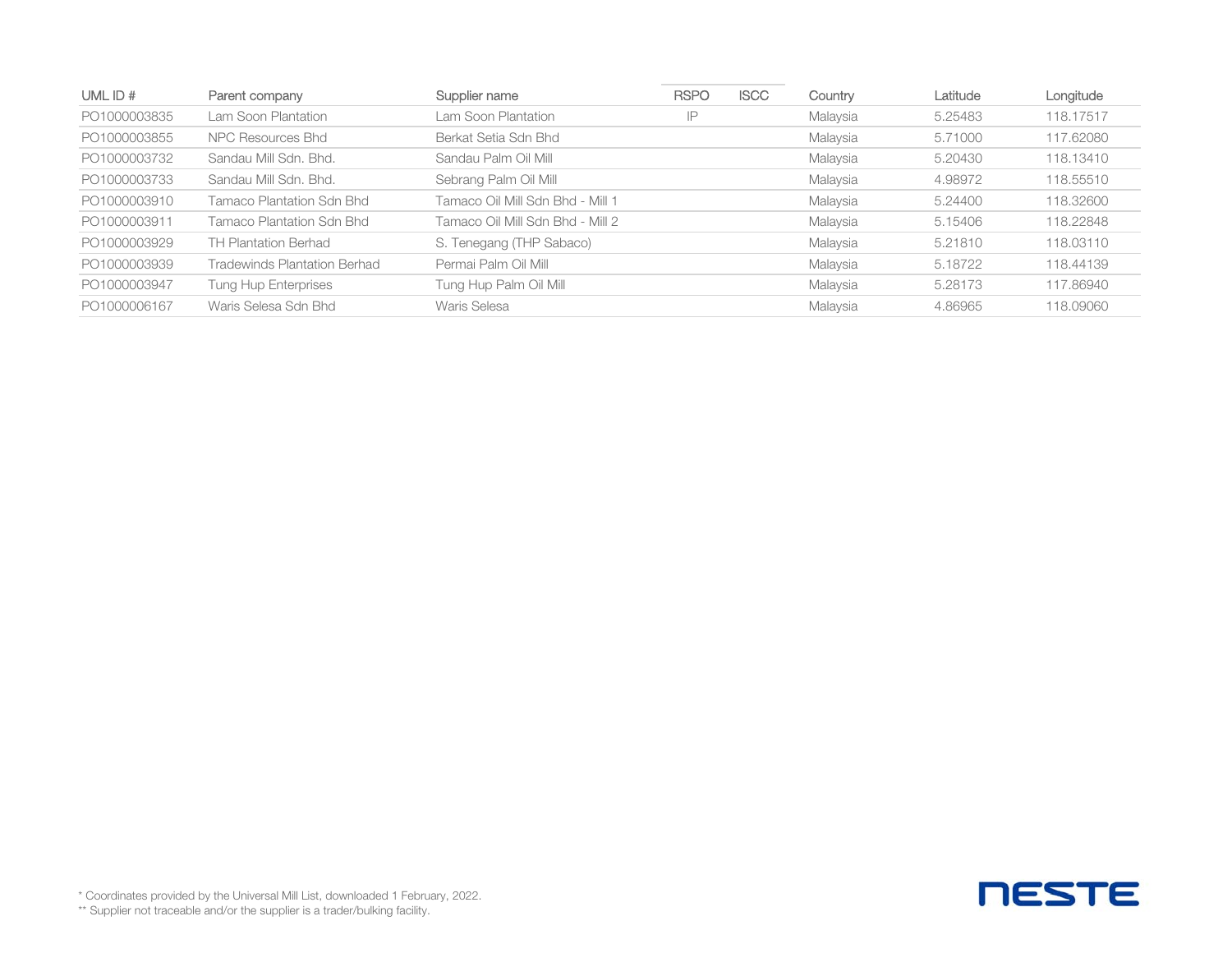| UML ID # | Parent company | Supplier name | RSPO | ISCC | Country | Latitude | Longitude |
|---|---|---|---|---|---|---|---|
| PO1000003835 | Lam Soon Plantation | Lam Soon Plantation | IP | | Malaysia | 5.25483 | 118.17517 |
| PO1000003855 | NPC Resources Bhd | Berkat Setia Sdn Bhd | | | Malaysia | 5.71000 | 117.62080 |
| PO1000003732 | Sandau Mill Sdn. Bhd. | Sandau Palm Oil Mill | | | Malaysia | 5.20430 | 118.13410 |
| PO1000003733 | Sandau Mill Sdn. Bhd. | Sebrang Palm Oil Mill | | | Malaysia | 4.98972 | 118.55510 |
| PO1000003910 | Tamaco Plantation Sdn Bhd | Tamaco Oil Mill Sdn Bhd - Mill 1 | | | Malaysia | 5.24400 | 118.32600 |
| PO1000003911 | Tamaco Plantation Sdn Bhd | Tamaco Oil Mill Sdn Bhd - Mill 2 | | | Malaysia | 5.15406 | 118.22848 |
| PO1000003929 | TH Plantation Berhad | S. Tenegang (THP Sabaco) | | | Malaysia | 5.21810 | 118.03110 |
| PO1000003939 | Tradewinds Plantation Berhad | Permai Palm Oil Mill | | | Malaysia | 5.18722 | 118.44139 |
| PO1000003947 | Tung Hup Enterprises | Tung Hup Palm Oil Mill | | | Malaysia | 5.28173 | 117.86940 |
| PO1000006167 | Waris Selesa Sdn Bhd | Waris Selesa | | | Malaysia | 4.86965 | 118.09060 |

* Coordinates provided by the Universal Mill List, downloaded 1 February, 2022.

** Supplier not traceable and/or the supplier is a trader/bulking facility.

NESTE